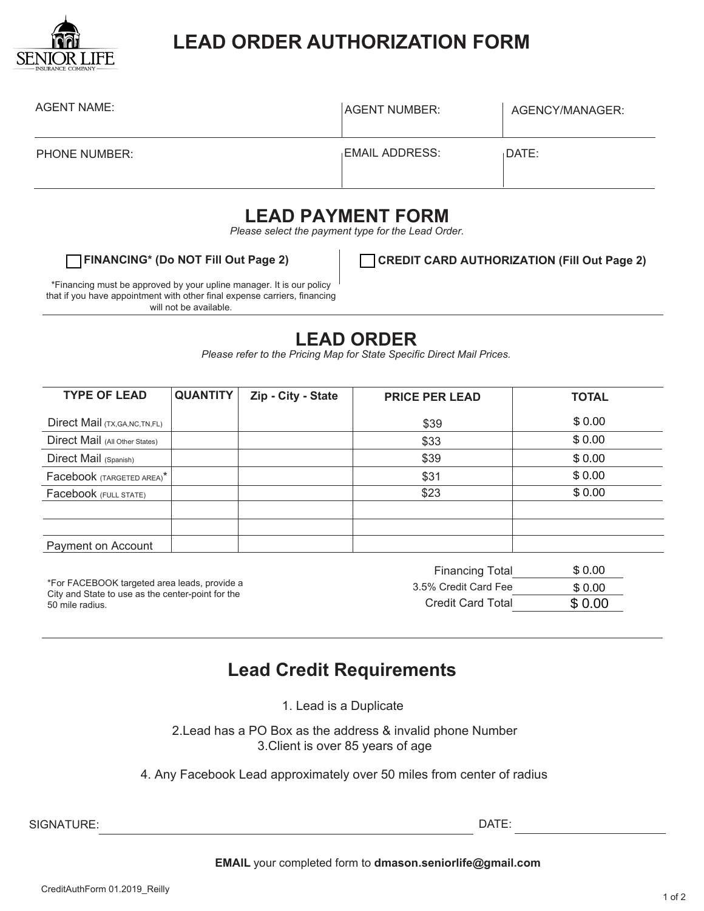SENIOR LIFE INSURANCE COMPANY

# LEAD ORDER AUTHORIZATION FORM

| AGENT NAME: | AGENT NUMBER: | AGENCY/MANAGER: |
|---|---|---|
| PHONE NUMBER: | EMAIL ADDRESS: | DATE: |

## LEAD PAYMENT FORM

*Please select the payment type for the Lead Order.*

☐ **FINANCING* (Do NOT Fill Out Page 2)**

*Financing must be approved by your upline manager. It is our policy that if you have appointment with other final expense carriers, financing will not be available.

☐ **CREDIT CARD AUTHORIZATION (Fill Out Page 2)**

## LEAD ORDER

*Please refer to the Pricing Map for State Specific Direct Mail Prices.*

| TYPE OF LEAD | QUANTITY | Zip - City - State | PRICE PER LEAD | TOTAL |
|---|---|---|---|---|
| Direct Mail (TX,GA,NC,TN,FL) | | | $39 | $ 0.00 |
| Direct Mail (All Other States) | | | $33 | $ 0.00 |
| Direct Mail (Spanish) | | | $39 | $ 0.00 |
| Facebook (TARGETED AREA)* | | | $31 | $ 0.00 |
| Facebook (FULL STATE) | | | $23 | $ 0.00 |
| | | | | |
| | | | | |
| Payment on Account | | | | |

*For FACEBOOK targeted area leads, provide a City and State to use as the center-point for the 50 mile radius.

| | |
|---|---|
| Financing Total | $ 0.00 |
| 3.5% Credit Card Fee | $ 0.00 |
| Credit Card Total | $ 0.00 |

## Lead Credit Requirements

1. Lead is a Duplicate
2. Lead has a PO Box as the address & invalid phone Number
3. Client is over 85 years of age
4. Any Facebook Lead approximately over 50 miles from center of radius

SIGNATURE: ______________________ DATE: ______________

**EMAIL** your completed form to **dmason.seniorlife@gmail.com**

CreditAuthForm 01.2019_Reilly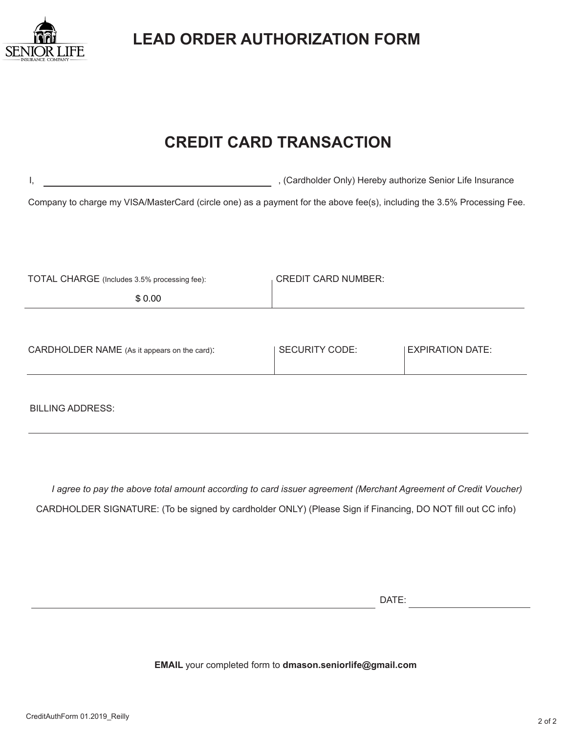SENIOR LIFE INSURANCE COMPANY

# LEAD ORDER AUTHORIZATION FORM

## CREDIT CARD TRANSACTION

I, ______________________________________ , (Cardholder Only) Hereby authorize Senior Life Insurance Company to charge my VISA/MasterCard (circle one) as a payment for the above fee(s), including the 3.5% Processing Fee.

| TOTAL CHARGE (Includes 3.5% processing fee): | CREDIT CARD NUMBER: |
|---|---|
| $ 0.00 | |

| CARDHOLDER NAME (As it appears on the card): | SECURITY CODE: | EXPIRATION DATE: |
|---|---|---|
| | | |

BILLING ADDRESS: ______________________________________

*I agree to pay the above total amount according to card issuer agreement (Merchant Agreement of Credit Voucher)*

CARDHOLDER SIGNATURE: (To be signed by cardholder ONLY) (Please Sign if Financing, DO NOT fill out CC info)

______________________________________ DATE: ____________________

**EMAIL** your completed form to **dmason.seniorlife@gmail.com**

CreditAuthForm 01.2019_Reilly